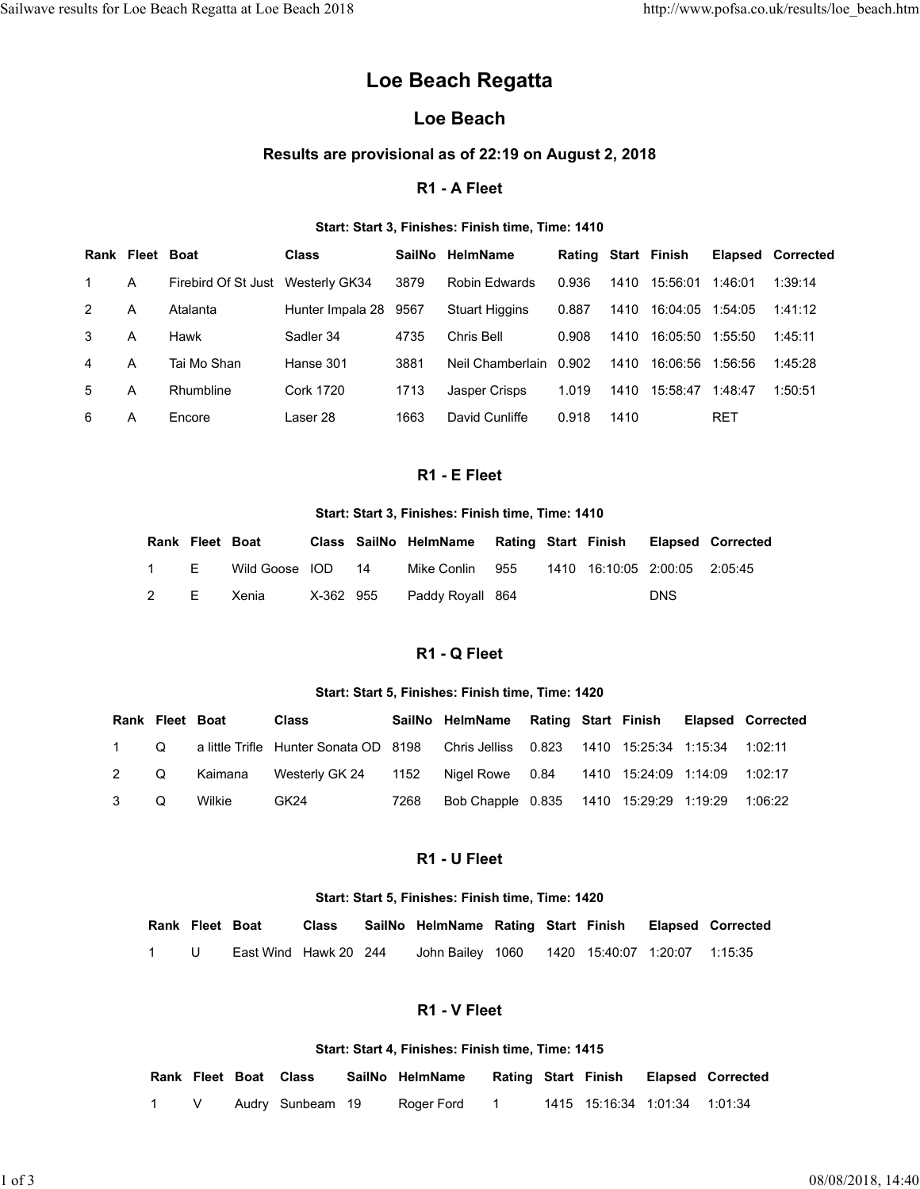# Loe Beach Regatta

## Loe Beach

### Results are provisional as of 22:19 on August 2, 2018

### R1 - A Fleet

**Start: Start 3, Finishes: Finish time, Time: 1410**

| Rank | Fleet | Boat | Class | SailNo | HelmName | Rating | Start | Finish | Elapsed | Corrected |
|---|---|---|---|---|---|---|---|---|---|---|
| 1 | A | Firebird Of St Just | Westerly GK34 | 3879 | Robin Edwards | 0.936 | 1410 | 15:56:01 | 1:46:01 | 1:39:14 |
| 2 | A | Atalanta | Hunter Impala 28 | 9567 | Stuart Higgins | 0.887 | 1410 | 16:04:05 | 1:54:05 | 1:41:12 |
| 3 | A | Hawk | Sadler 34 | 4735 | Chris Bell | 0.908 | 1410 | 16:05:50 | 1:55:50 | 1:45:11 |
| 4 | A | Tai Mo Shan | Hanse 301 | 3881 | Neil Chamberlain | 0.902 | 1410 | 16:06:56 | 1:56:56 | 1:45:28 |
| 5 | A | Rhumbline | Cork 1720 | 1713 | Jasper Crisps | 1.019 | 1410 | 15:58:47 | 1:48:47 | 1:50:51 |
| 6 | A | Encore | Laser 28 | 1663 | David Cunliffe | 0.918 | 1410 | | RET | |

### R1 - E Fleet

**Start: Start 3, Finishes: Finish time, Time: 1410**

| Rank | Fleet | Boat | Class | SailNo | HelmName | Rating | Start | Finish | Elapsed | Corrected |
|---|---|---|---|---|---|---|---|---|---|---|
| 1 | E | Wild Goose | IOD | 14 | Mike Conlin | 955 | 1410 | 16:10:05 | 2:00:05 | 2:05:45 |
| 2 | E | Xenia | X-362 | 955 | Paddy Royall | 864 | | | DNS | |

### R1 - Q Fleet

**Start: Start 5, Finishes: Finish time, Time: 1420**

| Rank | Fleet | Boat | Class | SailNo | HelmName | Rating | Start | Finish | Elapsed | Corrected |
|---|---|---|---|---|---|---|---|---|---|---|
| 1 | Q | a little Trifle | Hunter Sonata OD | 8198 | Chris Jelliss | 0.823 | 1410 | 15:25:34 | 1:15:34 | 1:02:11 |
| 2 | Q | Kaimana | Westerly GK 24 | 1152 | Nigel Rowe | 0.84 | 1410 | 15:24:09 | 1:14:09 | 1:02:17 |
| 3 | Q | Wilkie | GK24 | 7268 | Bob Chapple | 0.835 | 1410 | 15:29:29 | 1:19:29 | 1:06:22 |

### R1 - U Fleet

**Start: Start 5, Finishes: Finish time, Time: 1420**

| Rank | Fleet | Boat | Class | SailNo | HelmName | Rating | Start | Finish | Elapsed | Corrected |
|---|---|---|---|---|---|---|---|---|---|---|
| 1 | U | East Wind | Hawk 20 | 244 | John Bailey | 1060 | 1420 | 15:40:07 | 1:20:07 | 1:15:35 |

### R1 - V Fleet

**Start: Start 4, Finishes: Finish time, Time: 1415**

| Rank | Fleet | Boat | Class | SailNo | HelmName | Rating | Start | Finish | Elapsed | Corrected |
|---|---|---|---|---|---|---|---|---|---|---|
| 1 | V | Audry | Sunbeam | 19 | Roger Ford | 1 | 1415 | 15:16:34 | 1:01:34 | 1:01:34 |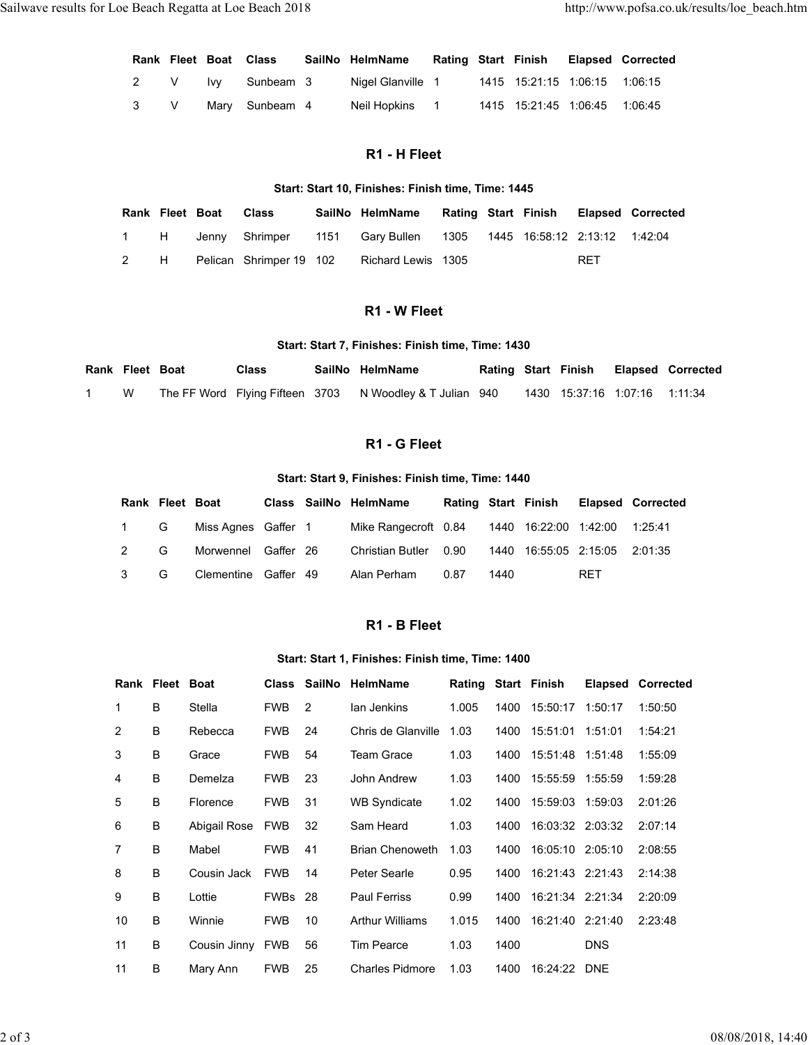| Rank | Fleet | Boat | Class | SailNo | HelmName | Rating | Start | Finish | Elapsed | Corrected |
|---|---|---|---|---|---|---|---|---|---|---|
| 2 | V | Ivy | Sunbeam | 3 | Nigel Glanville | 1 | 1415 | 15:21:15 | 1:06:15 | 1:06:15 |
| 3 | V | Mary | Sunbeam | 4 | Neil Hopkins | 1 | 1415 | 15:21:45 | 1:06:45 | 1:06:45 |

## R1 - H Fleet

**Start: Start 10, Finishes: Finish time, Time: 1445**

| Rank | Fleet | Boat | Class | SailNo | HelmName | Rating | Start | Finish | Elapsed | Corrected |
|---|---|---|---|---|---|---|---|---|---|---|
| 1 | H | Jenny | Shrimper | 1151 | Gary Bullen | 1305 | 1445 | 16:58:12 | 2:13:12 | 1:42:04 |
| 2 | H | Pelican | Shrimper 19 | 102 | Richard Lewis | 1305 | | | RET | |

## R1 - W Fleet

**Start: Start 7, Finishes: Finish time, Time: 1430**

| Rank | Fleet | Boat | Class | SailNo | HelmName | Rating | Start | Finish | Elapsed | Corrected |
|---|---|---|---|---|---|---|---|---|---|---|
| 1 | W | The FF Word | Flying Fifteen | 3703 | N Woodley & T Julian | 940 | 1430 | 15:37:16 | 1:07:16 | 1:11:34 |

## R1 - G Fleet

**Start: Start 9, Finishes: Finish time, Time: 1440**

| Rank | Fleet | Boat | Class | SailNo | HelmName | Rating | Start | Finish | Elapsed | Corrected |
|---|---|---|---|---|---|---|---|---|---|---|
| 1 | G | Miss Agnes | Gaffer | 1 | Mike Rangecroft | 0.84 | 1440 | 16:22:00 | 1:42:00 | 1:25:41 |
| 2 | G | Morwennel | Gaffer | 26 | Christian Butler | 0.90 | 1440 | 16:55:05 | 2:15:05 | 2:01:35 |
| 3 | G | Clementine | Gaffer | 49 | Alan Perham | 0.87 | 1440 | | RET | |

## R1 - B Fleet

**Start: Start 1, Finishes: Finish time, Time: 1400**

| Rank | Fleet | Boat | Class | SailNo | HelmName | Rating | Start | Finish | Elapsed | Corrected |
|---|---|---|---|---|---|---|---|---|---|---|
| 1 | B | Stella | FWB | 2 | Ian Jenkins | 1.005 | 1400 | 15:50:17 | 1:50:17 | 1:50:50 |
| 2 | B | Rebecca | FWB | 24 | Chris de Glanville | 1.03 | 1400 | 15:51:01 | 1:51:01 | 1:54:21 |
| 3 | B | Grace | FWB | 54 | Team Grace | 1.03 | 1400 | 15:51:48 | 1:51:48 | 1:55:09 |
| 4 | B | Demelza | FWB | 23 | John Andrew | 1.03 | 1400 | 15:55:59 | 1:55:59 | 1:59:28 |
| 5 | B | Florence | FWB | 31 | WB Syndicate | 1.02 | 1400 | 15:59:03 | 1:59:03 | 2:01:26 |
| 6 | B | Abigail Rose | FWB | 32 | Sam Heard | 1.03 | 1400 | 16:03:32 | 2:03:32 | 2:07:14 |
| 7 | B | Mabel | FWB | 41 | Brian Chenoweth | 1.03 | 1400 | 16:05:10 | 2:05:10 | 2:08:55 |
| 8 | B | Cousin Jack | FWB | 14 | Peter Searle | 0.95 | 1400 | 16:21:43 | 2:21:43 | 2:14:38 |
| 9 | B | Lottie | FWBs | 28 | Paul Ferriss | 0.99 | 1400 | 16:21:34 | 2:21:34 | 2:20:09 |
| 10 | B | Winnie | FWB | 10 | Arthur Williams | 1.015 | 1400 | 16:21:40 | 2:21:40 | 2:23:48 |
| 11 | B | Cousin Jinny | FWB | 56 | Tim Pearce | 1.03 | 1400 | | DNS | |
| 11 | B | Mary Ann | FWB | 25 | Charles Pidmore | 1.03 | 1400 | 16:24:22 | DNE | |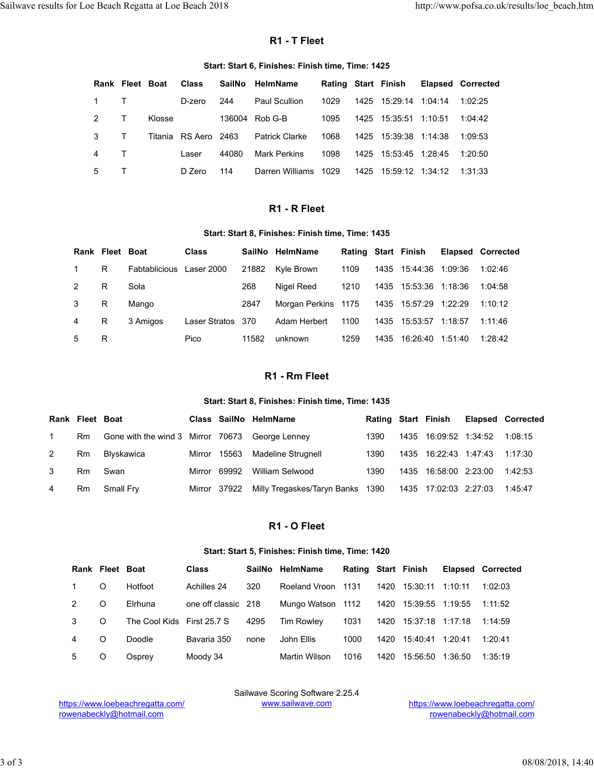## R1 - T Fleet

**Start: Start 6, Finishes: Finish time, Time: 1425**

| Rank | Fleet | Boat | Class | SailNo | HelmName | Rating | Start | Finish | Elapsed | Corrected |
|---|---|---|---|---|---|---|---|---|---|---|
| 1 | T | | D-zero | 244 | Paul Scullion | 1029 | 1425 | 15:29:14 | 1:04:14 | 1:02:25 |
| 2 | T | Klosse | | 136004 | Rob G-B | 1095 | 1425 | 15:35:51 | 1:10:51 | 1:04:42 |
| 3 | T | Titania | RS Aero | 2463 | Patrick Clarke | 1068 | 1425 | 15:39:38 | 1:14:38 | 1:09:53 |
| 4 | T | | Laser | 44080 | Mark Perkins | 1098 | 1425 | 15:53:45 | 1:28:45 | 1:20:50 |
| 5 | T | | D Zero | 114 | Darren Williams | 1029 | 1425 | 15:59:12 | 1:34:12 | 1:31:33 |

## R1 - R Fleet

**Start: Start 8, Finishes: Finish time, Time: 1435**

| Rank | Fleet | Boat | Class | SailNo | HelmName | Rating | Start | Finish | Elapsed | Corrected |
|---|---|---|---|---|---|---|---|---|---|---|
| 1 | R | Fabtablicious | Laser 2000 | 21882 | Kyle Brown | 1109 | 1435 | 15:44:36 | 1:09:36 | 1:02:46 |
| 2 | R | Sola | | 268 | Nigel Reed | 1210 | 1435 | 15:53:36 | 1:18:36 | 1:04:58 |
| 3 | R | Mango | | 2847 | Morgan Perkins | 1175 | 1435 | 15:57:29 | 1:22:29 | 1:10:12 |
| 4 | R | 3 Amigos | Laser Stratos | 370 | Adam Herbert | 1100 | 1435 | 15:53:57 | 1:18:57 | 1:11:46 |
| 5 | R | | Pico | 11582 | unknown | 1259 | 1435 | 16:26:40 | 1:51:40 | 1:28:42 |

## R1 - Rm Fleet

**Start: Start 8, Finishes: Finish time, Time: 1435**

| Rank | Fleet | Boat | Class | SailNo | HelmName | Rating | Start | Finish | Elapsed | Corrected |
|---|---|---|---|---|---|---|---|---|---|---|
| 1 | Rm | Gone with the wind 3 | Mirror | 70673 | George Lenney | 1390 | 1435 | 16:09:52 | 1:34:52 | 1:08:15 |
| 2 | Rm | Blyskawica | Mirror | 15563 | Madeline Strugnell | 1390 | 1435 | 16:22:43 | 1:47:43 | 1:17:30 |
| 3 | Rm | Swan | Mirror | 69992 | William Selwood | 1390 | 1435 | 16:58:00 | 2:23:00 | 1:42:53 |
| 4 | Rm | Small Fry | Mirror | 37922 | Milly Tregaskes/Taryn Banks | 1390 | 1435 | 17:02:03 | 2:27:03 | 1:45:47 |

## R1 - O Fleet

**Start: Start 5, Finishes: Finish time, Time: 1420**

| Rank | Fleet | Boat | Class | SailNo | HelmName | Rating | Start | Finish | Elapsed | Corrected |
|---|---|---|---|---|---|---|---|---|---|---|
| 1 | O | Hotfoot | Achilles 24 | 320 | Roeland Vroon | 1131 | 1420 | 15:30:11 | 1:10:11 | 1:02:03 |
| 2 | O | Elrhuna | one off classic | 218 | Mungo Watson | 1112 | 1420 | 15:39:55 | 1:19:55 | 1:11:52 |
| 3 | O | The Cool Kids | First 25.7 S | 4295 | Tim Rowley | 1031 | 1420 | 15:37:18 | 1:17:18 | 1:14:59 |
| 4 | O | Doodle | Bavaria 350 | none | John Ellis | 1000 | 1420 | 15:40:41 | 1:20:41 | 1:20:41 |
| 5 | O | Osprey | Moody 34 | | Martin Wilson | 1016 | 1420 | 15:56:50 | 1:36:50 | 1:35:19 |

https://www.loebeachregatta.com/
rowenabeckly@hotmail.com

Sailwave Scoring Software 2.25.4
www.sailwave.com

https://www.loebeachregatta.com/
rowenabeckly@hotmail.com